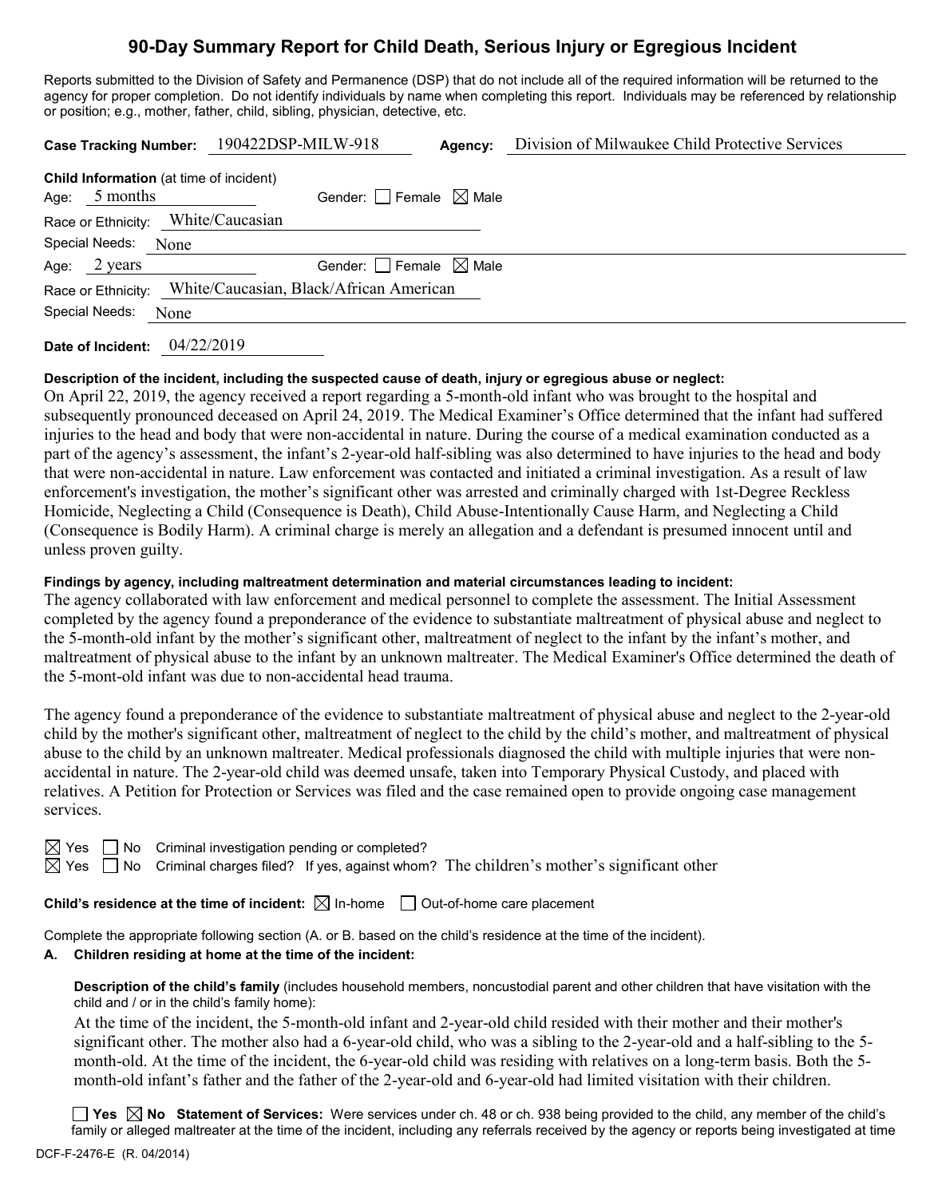# 90-Day Summary Report for Child Death, Serious Injury or Egregious Incident

Reports submitted to the Division of Safety and Permanence (DSP) that do not include all of the required information will be returned to the agency for proper completion. Do not identify individuals by name when completing this report. Individuals may be referenced by relationship or position; e.g., mother, father, child, sibling, physician, detective, etc.

**Case Tracking Number:** 190422DSP-MILW-918 **Agency:** Division of Milwaukee Child Protective Services

**Child Information** (at time of incident)

Age: 5 months Gender: ☐ Female ☒ Male

Race or Ethnicity: White/Caucasian

Special Needs: None

Age: 2 years Gender: ☐ Female ☒ Male

Race or Ethnicity: White/Caucasian, Black/African American

Special Needs: None

**Date of Incident:** 04/22/2019

**Description of the incident, including the suspected cause of death, injury or egregious abuse or neglect:**

On April 22, 2019, the agency received a report regarding a 5-month-old infant who was brought to the hospital and subsequently pronounced deceased on April 24, 2019. The Medical Examiner's Office determined that the infant had suffered injuries to the head and body that were non-accidental in nature. During the course of a medical examination conducted as a part of the agency's assessment, the infant's 2-year-old half-sibling was also determined to have injuries to the head and body that were non-accidental in nature. Law enforcement was contacted and initiated a criminal investigation. As a result of law enforcement's investigation, the mother's significant other was arrested and criminally charged with 1st-Degree Reckless Homicide, Neglecting a Child (Consequence is Death), Child Abuse-Intentionally Cause Harm, and Neglecting a Child (Consequence is Bodily Harm). A criminal charge is merely an allegation and a defendant is presumed innocent until and unless proven guilty.

**Findings by agency, including maltreatment determination and material circumstances leading to incident:**

The agency collaborated with law enforcement and medical personnel to complete the assessment. The Initial Assessment completed by the agency found a preponderance of the evidence to substantiate maltreatment of physical abuse and neglect to the 5-month-old infant by the mother's significant other, maltreatment of neglect to the infant by the infant's mother, and maltreatment of physical abuse to the infant by an unknown maltreater. The Medical Examiner's Office determined the death of the 5-mont-old infant was due to non-accidental head trauma.

The agency found a preponderance of the evidence to substantiate maltreatment of physical abuse and neglect to the 2-year-old child by the mother's significant other, maltreatment of neglect to the child by the child's mother, and maltreatment of physical abuse to the child by an unknown maltreater. Medical professionals diagnosed the child with multiple injuries that were non-accidental in nature. The 2-year-old child was deemed unsafe, taken into Temporary Physical Custody, and placed with relatives. A Petition for Protection or Services was filed and the case remained open to provide ongoing case management services.

☒ Yes ☐ No Criminal investigation pending or completed?

☒ Yes ☐ No Criminal charges filed? If yes, against whom? The children's mother's significant other

**Child's residence at the time of incident:** ☒ In-home ☐ Out-of-home care placement

Complete the appropriate following section (A. or B. based on the child's residence at the time of the incident).

**A. Children residing at home at the time of the incident:**

**Description of the child's family** (includes household members, noncustodial parent and other children that have visitation with the child and / or in the child's family home):

At the time of the incident, the 5-month-old infant and 2-year-old child resided with their mother and their mother's significant other. The mother also had a 6-year-old child, who was a sibling to the 2-year-old and a half-sibling to the 5-month-old. At the time of the incident, the 6-year-old child was residing with relatives on a long-term basis. Both the 5-month-old infant's father and the father of the 2-year-old and 6-year-old had limited visitation with their children.

☐ **Yes** ☒ **No Statement of Services:** Were services under ch. 48 or ch. 938 being provided to the child, any member of the child's family or alleged maltreater at the time of the incident, including any referrals received by the agency or reports being investigated at time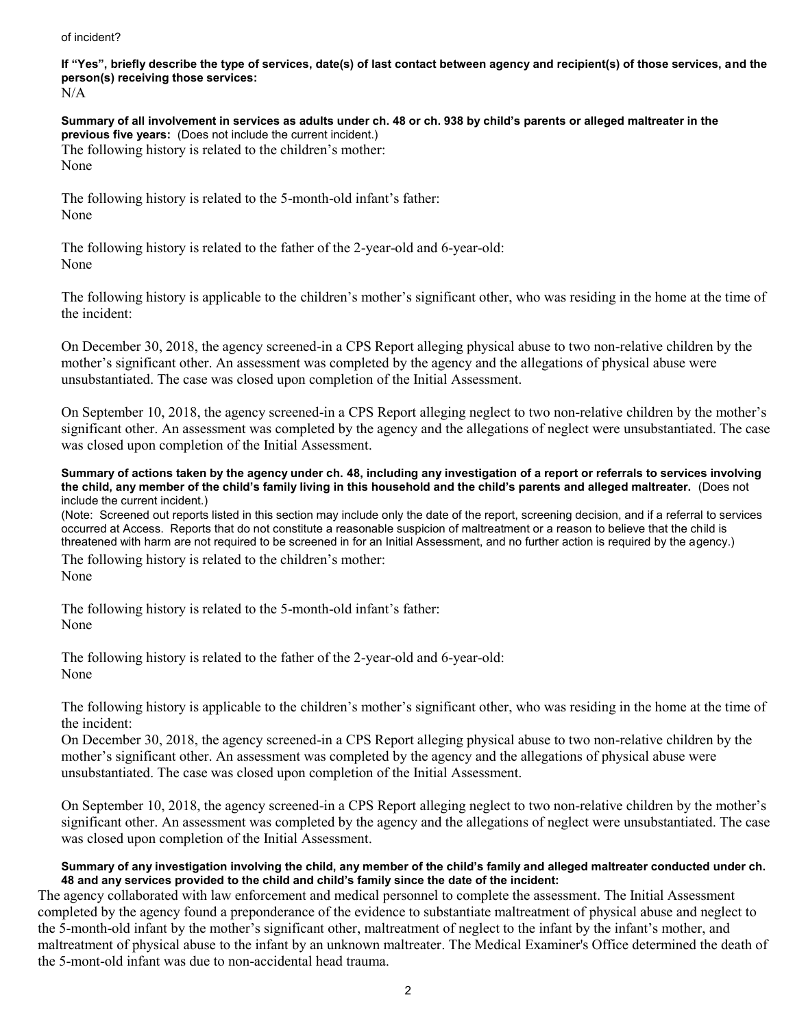of incident?

**If "Yes", briefly describe the type of services, date(s) of last contact between agency and recipient(s) of those services, and the person(s) receiving those services:**
N/A

**Summary of all involvement in services as adults under ch. 48 or ch. 938 by child's parents or alleged maltreater in the previous five years:** (Does not include the current incident.)
The following history is related to the children's mother:
None

The following history is related to the 5-month-old infant's father:
None

The following history is related to the father of the 2-year-old and 6-year-old:
None

The following history is applicable to the children's mother's significant other, who was residing in the home at the time of the incident:

On December 30, 2018, the agency screened-in a CPS Report alleging physical abuse to two non-relative children by the mother's significant other. An assessment was completed by the agency and the allegations of physical abuse were unsubstantiated. The case was closed upon completion of the Initial Assessment.

On September 10, 2018, the agency screened-in a CPS Report alleging neglect to two non-relative children by the mother's significant other. An assessment was completed by the agency and the allegations of neglect were unsubstantiated. The case was closed upon completion of the Initial Assessment.

**Summary of actions taken by the agency under ch. 48, including any investigation of a report or referrals to services involving the child, any member of the child's family living in this household and the child's parents and alleged maltreater.** (Does not include the current incident.)
(Note: Screened out reports listed in this section may include only the date of the report, screening decision, and if a referral to services occurred at Access. Reports that do not constitute a reasonable suspicion of maltreatment or a reason to believe that the child is threatened with harm are not required to be screened in for an Initial Assessment, and no further action is required by the agency.)
The following history is related to the children's mother:
None

The following history is related to the 5-month-old infant's father:
None

The following history is related to the father of the 2-year-old and 6-year-old:
None

The following history is applicable to the children's mother's significant other, who was residing in the home at the time of the incident:
On December 30, 2018, the agency screened-in a CPS Report alleging physical abuse to two non-relative children by the mother's significant other. An assessment was completed by the agency and the allegations of physical abuse were unsubstantiated. The case was closed upon completion of the Initial Assessment.

On September 10, 2018, the agency screened-in a CPS Report alleging neglect to two non-relative children by the mother's significant other. An assessment was completed by the agency and the allegations of neglect were unsubstantiated. The case was closed upon completion of the Initial Assessment.

**Summary of any investigation involving the child, any member of the child's family and alleged maltreater conducted under ch. 48 and any services provided to the child and child's family since the date of the incident:**
The agency collaborated with law enforcement and medical personnel to complete the assessment. The Initial Assessment completed by the agency found a preponderance of the evidence to substantiate maltreatment of physical abuse and neglect to the 5-month-old infant by the mother's significant other, maltreatment of neglect to the infant by the infant's mother, and maltreatment of physical abuse to the infant by an unknown maltreater. The Medical Examiner's Office determined the death of the 5-mont-old infant was due to non-accidental head trauma.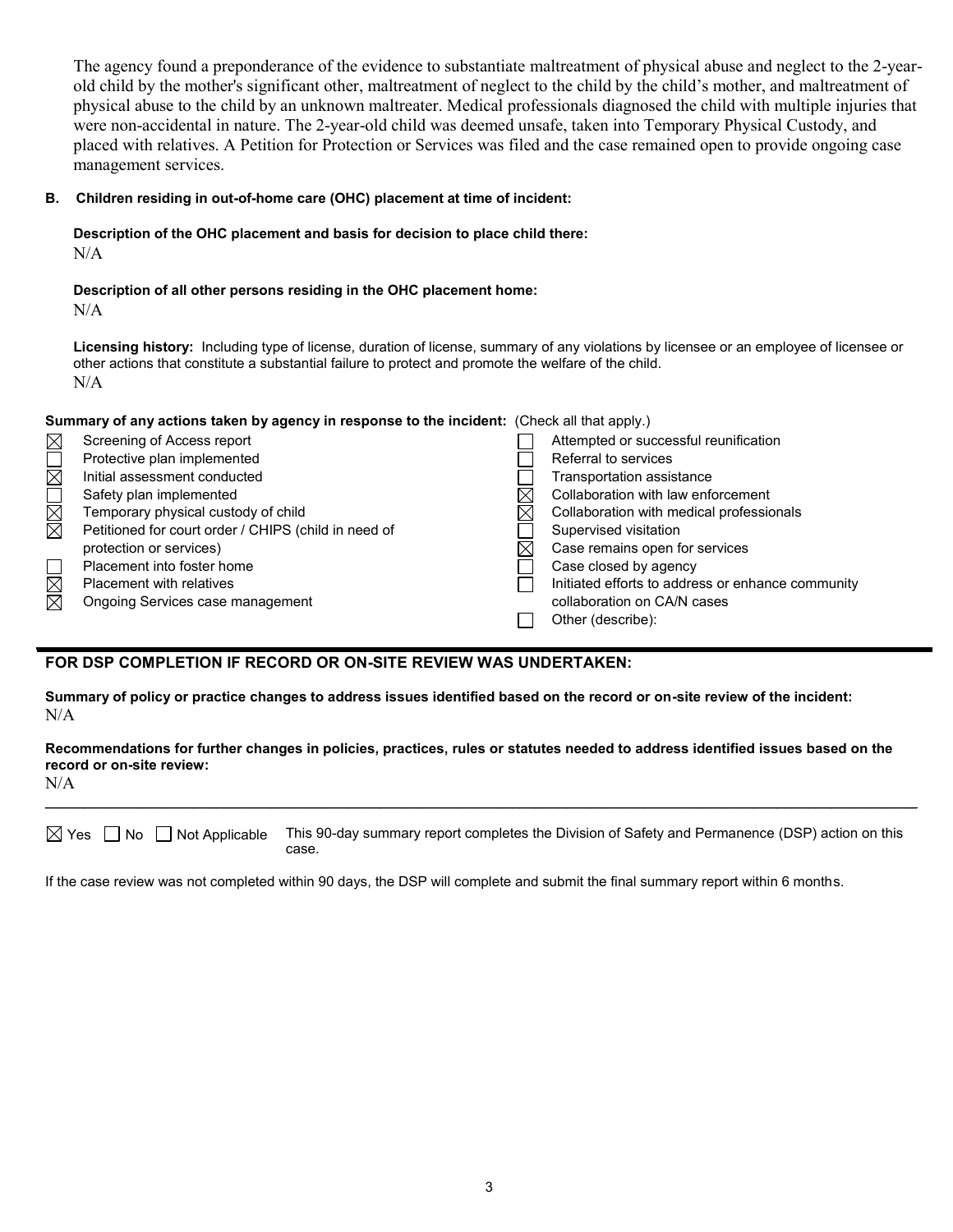The agency found a preponderance of the evidence to substantiate maltreatment of physical abuse and neglect to the 2-year-old child by the mother's significant other, maltreatment of neglect to the child by the child's mother, and maltreatment of physical abuse to the child by an unknown maltreater. Medical professionals diagnosed the child with multiple injuries that were non-accidental in nature. The 2-year-old child was deemed unsafe, taken into Temporary Physical Custody, and placed with relatives. A Petition for Protection or Services was filed and the case remained open to provide ongoing case management services.

**B. Children residing in out-of-home care (OHC) placement at time of incident:**

**Description of the OHC placement and basis for decision to place child there:**
N/A

**Description of all other persons residing in the OHC placement home:**
N/A

**Licensing history:** Including type of license, duration of license, summary of any violations by licensee or an employee of licensee or other actions that constitute a substantial failure to protect and promote the welfare of the child.
N/A

**Summary of any actions taken by agency in response to the incident:** (Check all that apply.)

- ☒ Screening of Access report
- ☐ Protective plan implemented
- ☒ Initial assessment conducted
- ☐ Safety plan implemented
- ☒ Temporary physical custody of child
- ☒ Petitioned for court order / CHIPS (child in need of protection or services)
- ☐ Placement into foster home
- ☒ Placement with relatives
- ☒ Ongoing Services case management
- ☐ Attempted or successful reunification
- ☐ Referral to services
- ☐ Transportation assistance
- ☒ Collaboration with law enforcement
- ☒ Collaboration with medical professionals
- ☐ Supervised visitation
- ☒ Case remains open for services
- ☐ Case closed by agency
- ☐ Initiated efforts to address or enhance community collaboration on CA/N cases
- ☐ Other (describe):

## FOR DSP COMPLETION IF RECORD OR ON-SITE REVIEW WAS UNDERTAKEN:

**Summary of policy or practice changes to address issues identified based on the record or on-site review of the incident:**
N/A

**Recommendations for further changes in policies, practices, rules or statutes needed to address identified issues based on the record or on-site review:**
N/A

---

☒ Yes ☐ No ☐ Not Applicable This 90-day summary report completes the Division of Safety and Permanence (DSP) action on this case.

If the case review was not completed within 90 days, the DSP will complete and submit the final summary report within 6 months.